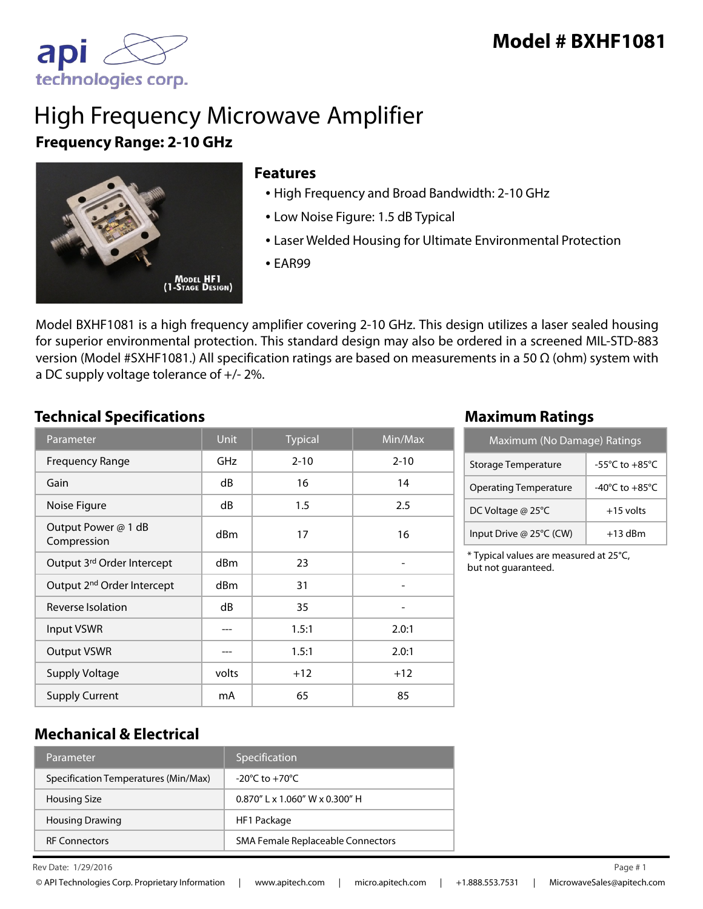# Model # BXHF1081

# High Frequency Microwave Amplifier

**Frequency Range: 2-10 GHz**

## Features

- High Frequency and Broad Bandwidth: 2-10 GHz
- Low Noise Figure: 1.5 dB Typical
- Laser Welded Housing for Ultimate Environmental Protection
- EAR99

Model HF1 (1-Stage Design)

Model BXHF1081 is a high frequency amplifier covering 2-10 GHz. This design utilizes a laser sealed housing for superior environmental protection. This standard design may also be ordered in a screened MIL-STD-883 version (Model #SXHF1081.) All specification ratings are based on measurements in a 50 Ω (ohm) system with a DC supply voltage tolerance of +/- 2%.

## Technical Specifications

| Parameter | Unit | Typical | Min/Max |
|---|---|---|---|
| Frequency Range | GHz | 2-10 | 2-10 |
| Gain | dB | 16 | 14 |
| Noise Figure | dB | 1.5 | 2.5 |
| Output Power @ 1 dB Compression | dBm | 17 | 16 |
| Output 3rd Order Intercept | dBm | 23 | - |
| Output 2nd Order Intercept | dBm | 31 | - |
| Reverse Isolation | dB | 35 | - |
| Input VSWR | --- | 1.5:1 | 2.0:1 |
| Output VSWR | --- | 1.5:1 | 2.0:1 |
| Supply Voltage | volts | +12 | +12 |
| Supply Current | mA | 65 | 85 |

## Maximum Ratings

| Maximum (No Damage) Ratings | |
|---|---|
| Storage Temperature | -55°C to +85°C |
| Operating Temperature | -40°C to +85°C |
| DC Voltage @ 25°C | +15 volts |
| Input Drive @ 25°C (CW) | +13 dBm |

* Typical values are measured at 25°C, but not guaranteed.

## Mechanical & Electrical

| Parameter | Specification |
|---|---|
| Specification Temperatures (Min/Max) | -20°C to +70°C |
| Housing Size | 0.870" L x 1.060" W x 0.300" H |
| Housing Drawing | HF1 Package |
| RF Connectors | SMA Female Replaceable Connectors |

Rev Date: 1/29/2016

© API Technologies Corp. Proprietary Information | www.apitech.com | micro.apitech.com | +1.888.553.7531 | MicrowaveSales@apitech.com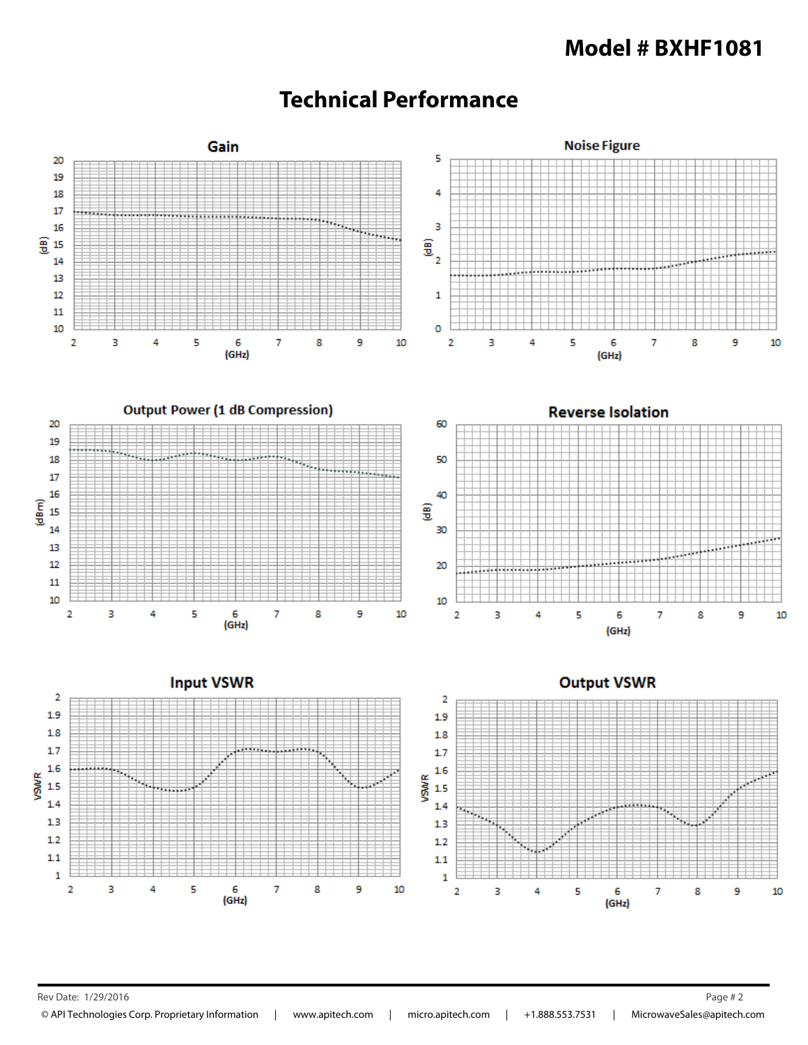# Model # BXHF1081

## Technical Performance

### Gain

(dB) vs (GHz)

### Noise Figure

(dB) vs (GHz)

### Output Power (1 dB Compression)

(dBm) vs (GHz)

### Reverse Isolation

(dB) vs (GHz)

### Input VSWR

VSWR vs (GHz)

### Output VSWR

VSWR vs (GHz)

Rev Date: 1/29/2016

© API Technologies Corp. Proprietary Information | www.apitech.com | micro.apitech.com | +1.888.553.7531 | MicrowaveSales@apitech.com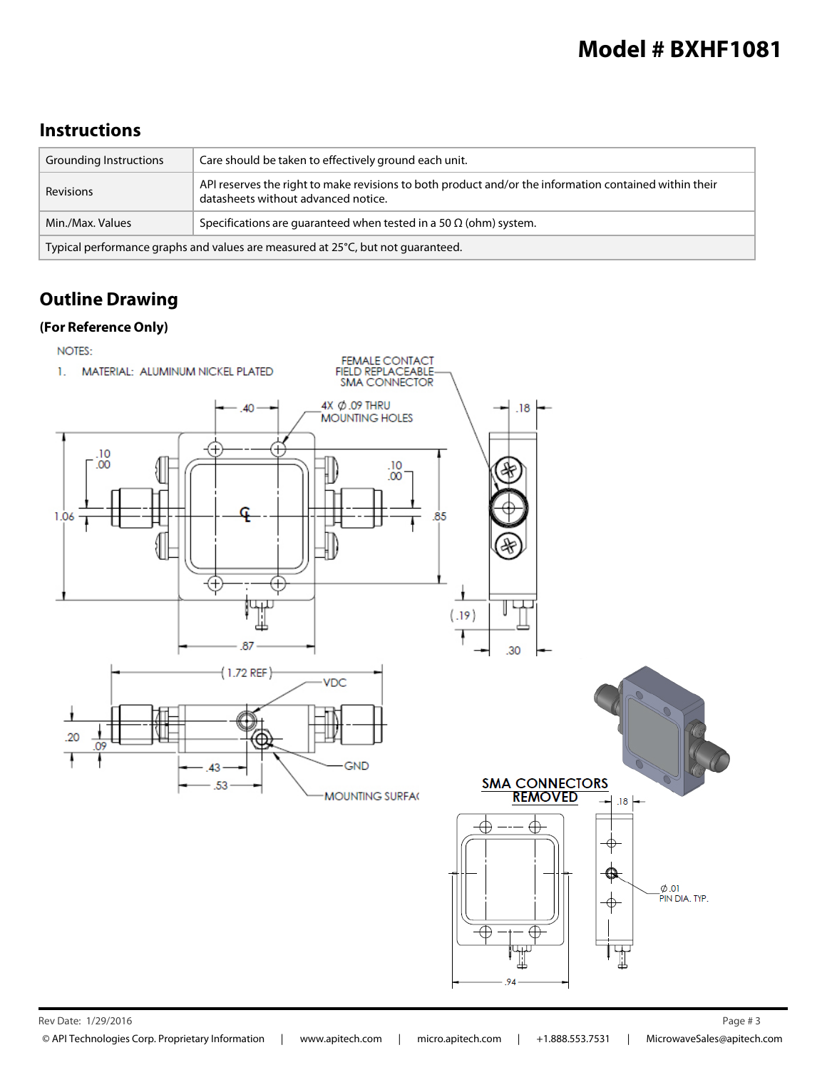## Instructions

| | |
|---|---|
| Grounding Instructions | Care should be taken to effectively ground each unit. |
| Revisions | API reserves the right to make revisions to both product and/or the information contained within their datasheets without advanced notice. |
| Min./Max. Values | Specifications are guaranteed when tested in a 50 Ω (ohm) system. |
| Typical performance graphs and values are measured at 25°C, but not guaranteed. | |

## Outline Drawing

**(For Reference Only)**

NOTES:

1. MATERIAL: ALUMINUM NICKEL PLATED

FEMALE CONTACT FIELD REPLACEABLE SMA CONNECTOR

4X Ø .09 THRU MOUNTING HOLES

.40

.18

.10
.00

.10
.00

1.06

.85

(.19)

.87

.30

(1.72 REF)

VDC

.20

.09

.43

.53

GND

MOUNTING SURFAC

SMA CONNECTORS REMOVED

.18

Ø .01
PIN DIA. TYP.

.94